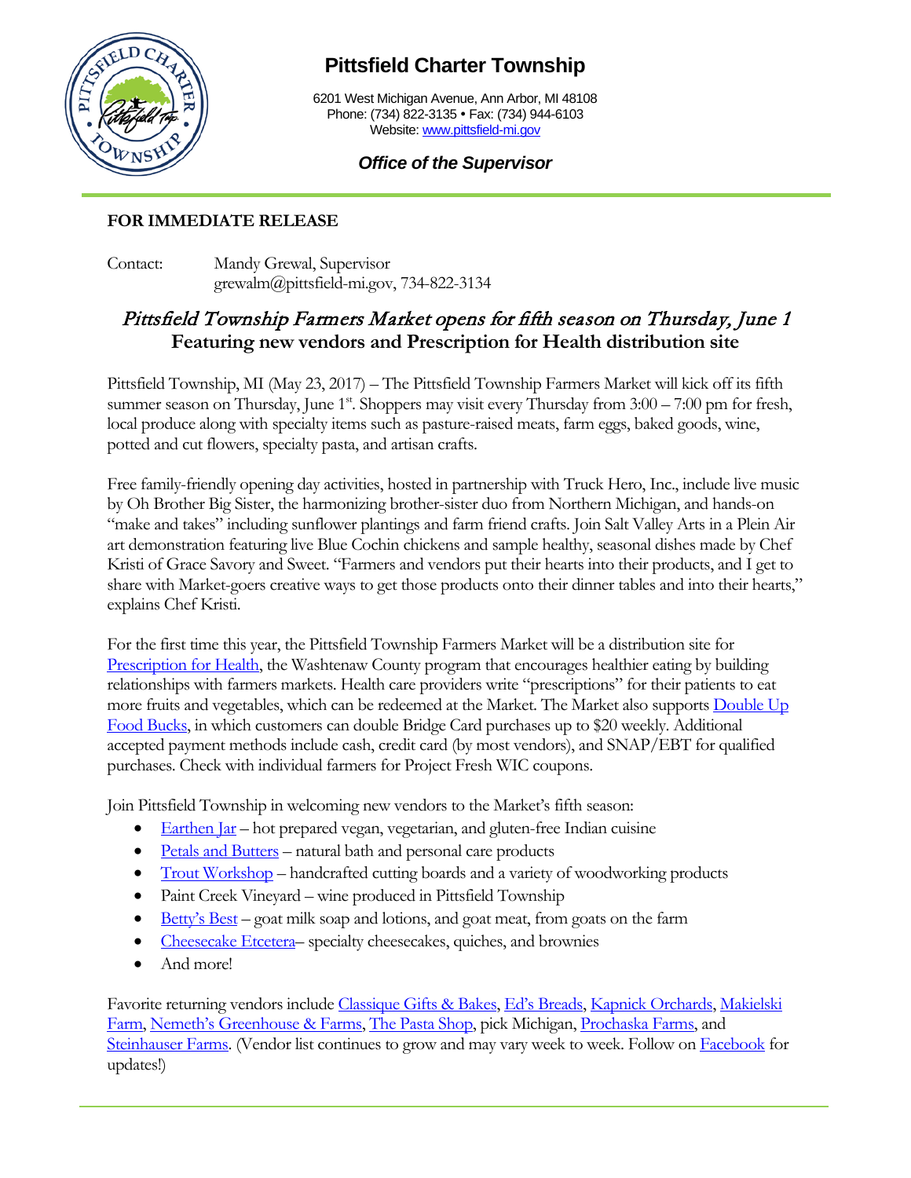# Pittsfield Charter Township

6201 West Michigan Avenue, Ann Arbor, MI 48108
Phone: (734) 822-3135 • Fax: (734) 944-6103
Website: [www.pittsfield-mi.gov](www.pittsfield-mi.gov)

***Office of the Supervisor***

**FOR IMMEDIATE RELEASE**

Contact: Mandy Grewal, Supervisor
grewalm@pittsfield-mi.gov, 734-822-3134

## *Pittsfield Township Farmers Market opens for fifth season on Thursday, June 1*
## Featuring new vendors and Prescription for Health distribution site

Pittsfield Township, MI (May 23, 2017) – The Pittsfield Township Farmers Market will kick off its fifth summer season on Thursday, June 1st. Shoppers may visit every Thursday from 3:00 – 7:00 pm for fresh, local produce along with specialty items such as pasture-raised meats, farm eggs, baked goods, wine, potted and cut flowers, specialty pasta, and artisan crafts.

Free family-friendly opening day activities, hosted in partnership with Truck Hero, Inc., include live music by Oh Brother Big Sister, the harmonizing brother-sister duo from Northern Michigan, and hands-on "make and takes" including sunflower plantings and farm friend crafts. Join Salt Valley Arts in a Plein Air art demonstration featuring live Blue Cochin chickens and sample healthy, seasonal dishes made by Chef Kristi of Grace Savory and Sweet. "Farmers and vendors put their hearts into their products, and I get to share with Market-goers creative ways to get those products onto their dinner tables and into their hearts," explains Chef Kristi.

For the first time this year, the Pittsfield Township Farmers Market will be a distribution site for Prescription for Health, the Washtenaw County program that encourages healthier eating by building relationships with farmers markets. Health care providers write "prescriptions" for their patients to eat more fruits and vegetables, which can be redeemed at the Market. The Market also supports Double Up Food Bucks, in which customers can double Bridge Card purchases up to $20 weekly. Additional accepted payment methods include cash, credit card (by most vendors), and SNAP/EBT for qualified purchases. Check with individual farmers for Project Fresh WIC coupons.

Join Pittsfield Township in welcoming new vendors to the Market's fifth season:

- Earthen Jar – hot prepared vegan, vegetarian, and gluten-free Indian cuisine
- Petals and Butters – natural bath and personal care products
- Trout Workshop – handcrafted cutting boards and a variety of woodworking products
- Paint Creek Vineyard – wine produced in Pittsfield Township
- Betty's Best – goat milk soap and lotions, and goat meat, from goats on the farm
- Cheesecake Etcetera– specialty cheesecakes, quiches, and brownies
- And more!

Favorite returning vendors include Classique Gifts & Bakes, Ed's Breads, Kapnick Orchards, Makielski Farm, Nemeth's Greenhouse & Farms, The Pasta Shop, pick Michigan, Prochaska Farms, and Steinhauser Farms. (Vendor list continues to grow and may vary week to week. Follow on Facebook for updates!)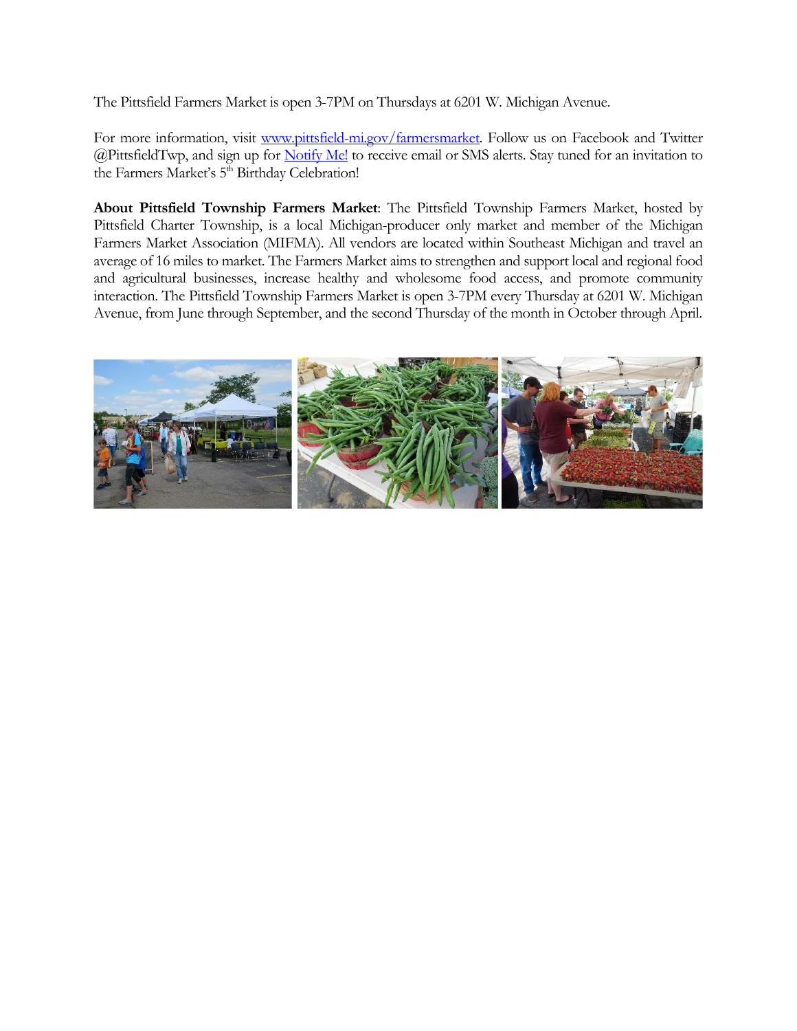The Pittsfield Farmers Market is open 3-7PM on Thursdays at 6201 W. Michigan Avenue.

For more information, visit [www.pittsfield-mi.gov/farmersmarket](http://www.pittsfield-mi.gov/farmersmarket). Follow us on Facebook and Twitter @PittsfieldTwp, and sign up for [Notify Me!](#) to receive email or SMS alerts. Stay tuned for an invitation to the Farmers Market's 5th Birthday Celebration!

**About Pittsfield Township Farmers Market**: The Pittsfield Township Farmers Market, hosted by Pittsfield Charter Township, is a local Michigan-producer only market and member of the Michigan Farmers Market Association (MIFMA). All vendors are located within Southeast Michigan and travel an average of 16 miles to market. The Farmers Market aims to strengthen and support local and regional food and agricultural businesses, increase healthy and wholesome food access, and promote community interaction. The Pittsfield Township Farmers Market is open 3-7PM every Thursday at 6201 W. Michigan Avenue, from June through September, and the second Thursday of the month in October through April.